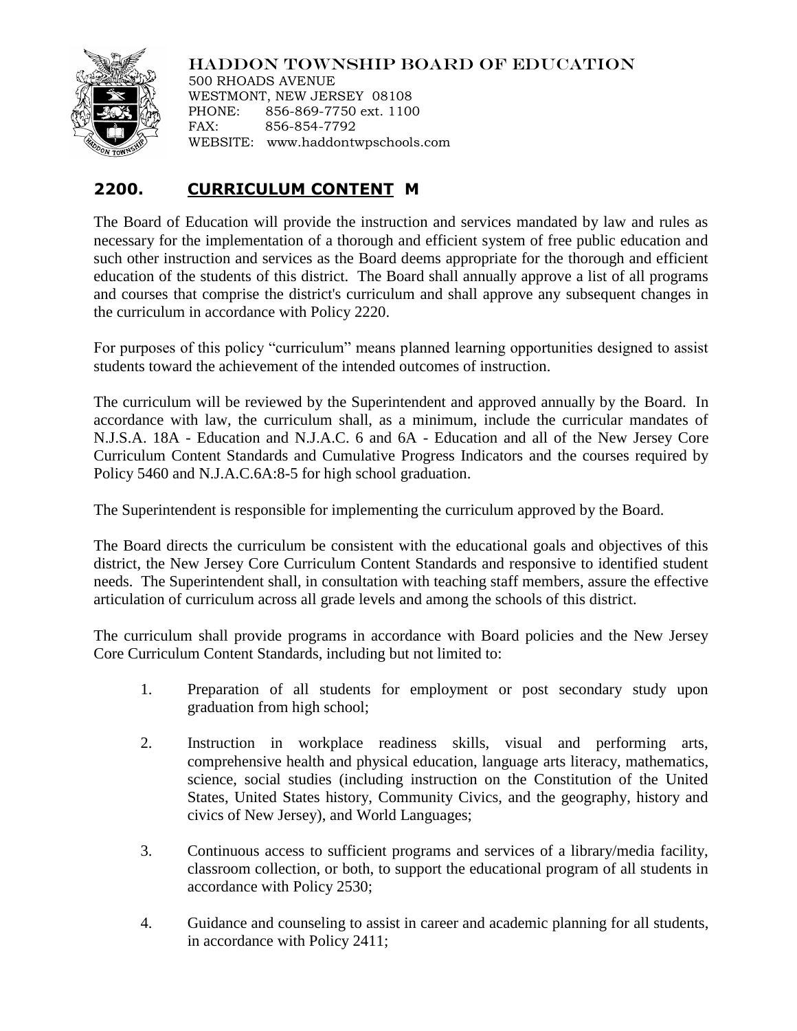HADDON TOWNSHIP BOARD OF EDUCATION
500 RHOADS AVENUE
WESTMONT, NEW JERSEY 08108
PHONE: 856-869-7750 ext. 1100
FAX: 856-854-7792
WEBSITE: www.haddontwpschools.com

## 2200. **CURRICULUM CONTENT M**

The Board of Education will provide the instruction and services mandated by law and rules as necessary for the implementation of a thorough and efficient system of free public education and such other instruction and services as the Board deems appropriate for the thorough and efficient education of the students of this district. The Board shall annually approve a list of all programs and courses that comprise the district's curriculum and shall approve any subsequent changes in the curriculum in accordance with Policy 2220.

For purposes of this policy "curriculum" means planned learning opportunities designed to assist students toward the achievement of the intended outcomes of instruction.

The curriculum will be reviewed by the Superintendent and approved annually by the Board. In accordance with law, the curriculum shall, as a minimum, include the curricular mandates of N.J.S.A. 18A - Education and N.J.A.C. 6 and 6A - Education and all of the New Jersey Core Curriculum Content Standards and Cumulative Progress Indicators and the courses required by Policy 5460 and N.J.A.C.6A:8-5 for high school graduation.

The Superintendent is responsible for implementing the curriculum approved by the Board.

The Board directs the curriculum be consistent with the educational goals and objectives of this district, the New Jersey Core Curriculum Content Standards and responsive to identified student needs. The Superintendent shall, in consultation with teaching staff members, assure the effective articulation of curriculum across all grade levels and among the schools of this district.

The curriculum shall provide programs in accordance with Board policies and the New Jersey Core Curriculum Content Standards, including but not limited to:

1. Preparation of all students for employment or post secondary study upon graduation from high school;

2. Instruction in workplace readiness skills, visual and performing arts, comprehensive health and physical education, language arts literacy, mathematics, science, social studies (including instruction on the Constitution of the United States, United States history, Community Civics, and the geography, history and civics of New Jersey), and World Languages;

3. Continuous access to sufficient programs and services of a library/media facility, classroom collection, or both, to support the educational program of all students in accordance with Policy 2530;

4. Guidance and counseling to assist in career and academic planning for all students, in accordance with Policy 2411;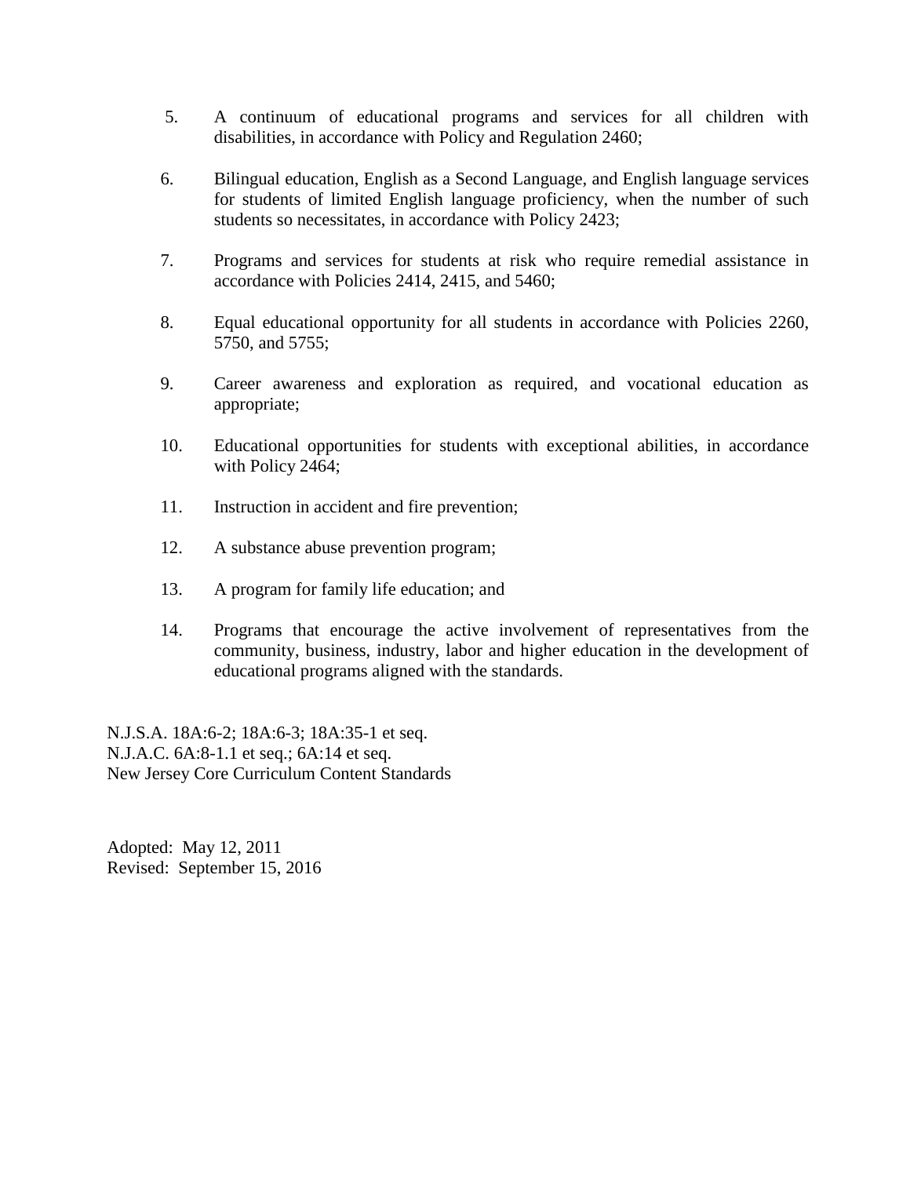5. A continuum of educational programs and services for all children with disabilities, in accordance with Policy and Regulation 2460;

6. Bilingual education, English as a Second Language, and English language services for students of limited English language proficiency, when the number of such students so necessitates, in accordance with Policy 2423;

7. Programs and services for students at risk who require remedial assistance in accordance with Policies 2414, 2415, and 5460;

8. Equal educational opportunity for all students in accordance with Policies 2260, 5750, and 5755;

9. Career awareness and exploration as required, and vocational education as appropriate;

10. Educational opportunities for students with exceptional abilities, in accordance with Policy 2464;

11. Instruction in accident and fire prevention;

12. A substance abuse prevention program;

13. A program for family life education; and

14. Programs that encourage the active involvement of representatives from the community, business, industry, labor and higher education in the development of educational programs aligned with the standards.

N.J.S.A. 18A:6-2; 18A:6-3; 18A:35-1 et seq.
N.J.A.C. 6A:8-1.1 et seq.; 6A:14 et seq.
New Jersey Core Curriculum Content Standards

Adopted: May 12, 2011
Revised: September 15, 2016